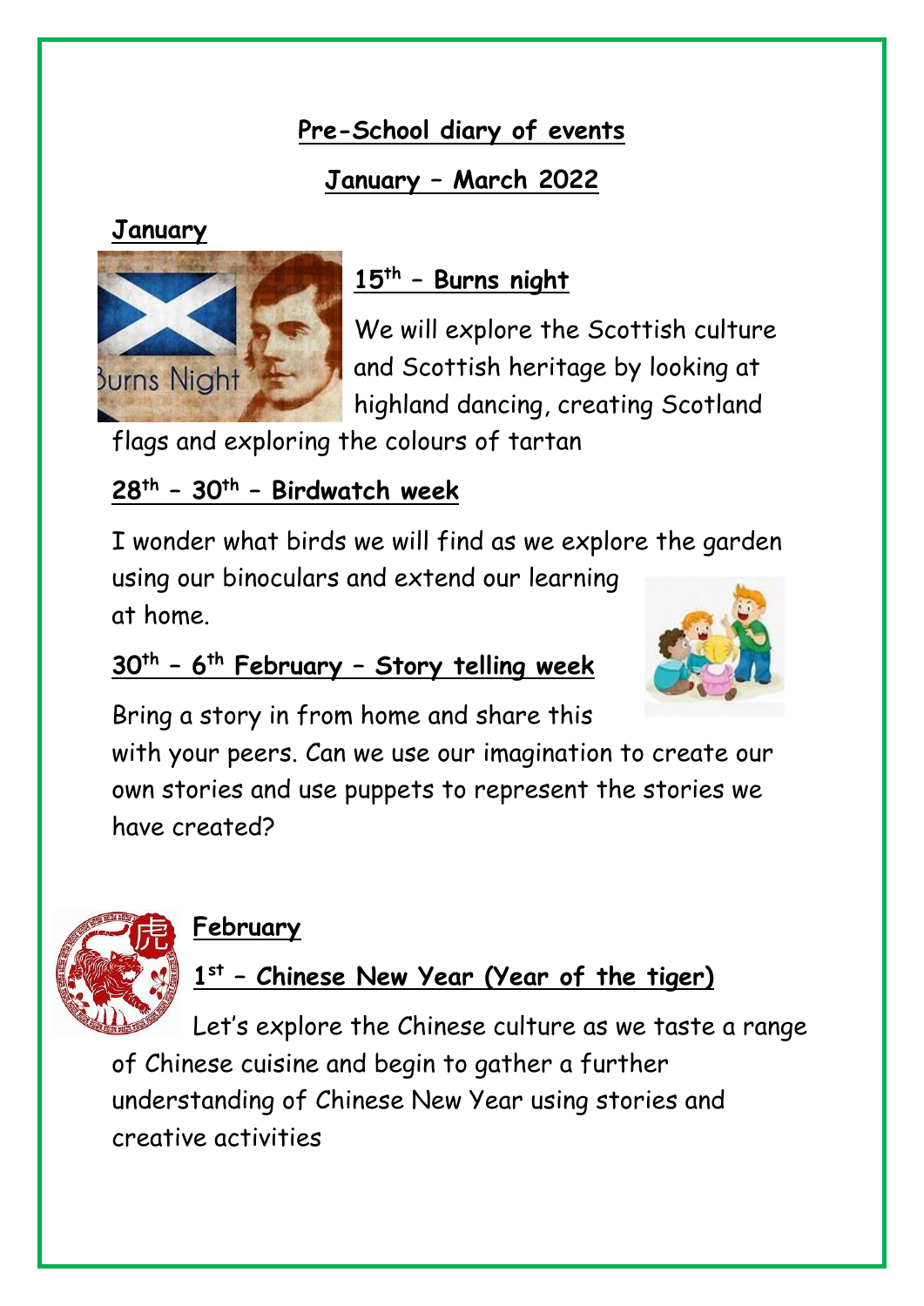## Pre-School diary of events

## January – March 2022

### January

#### 15th – Burns night

We will explore the Scottish culture and Scottish heritage by looking at highland dancing, creating Scotland flags and exploring the colours of tartan

#### 28th – 30th – Birdwatch week

I wonder what birds we will find as we explore the garden using our binoculars and extend our learning at home.

#### 30th – 6th February – Story telling week

Bring a story in from home and share this with your peers. Can we use our imagination to create our own stories and use puppets to represent the stories we have created?

### February

#### 1st – Chinese New Year (Year of the tiger)

Let's explore the Chinese culture as we taste a range of Chinese cuisine and begin to gather a further understanding of Chinese New Year using stories and creative activities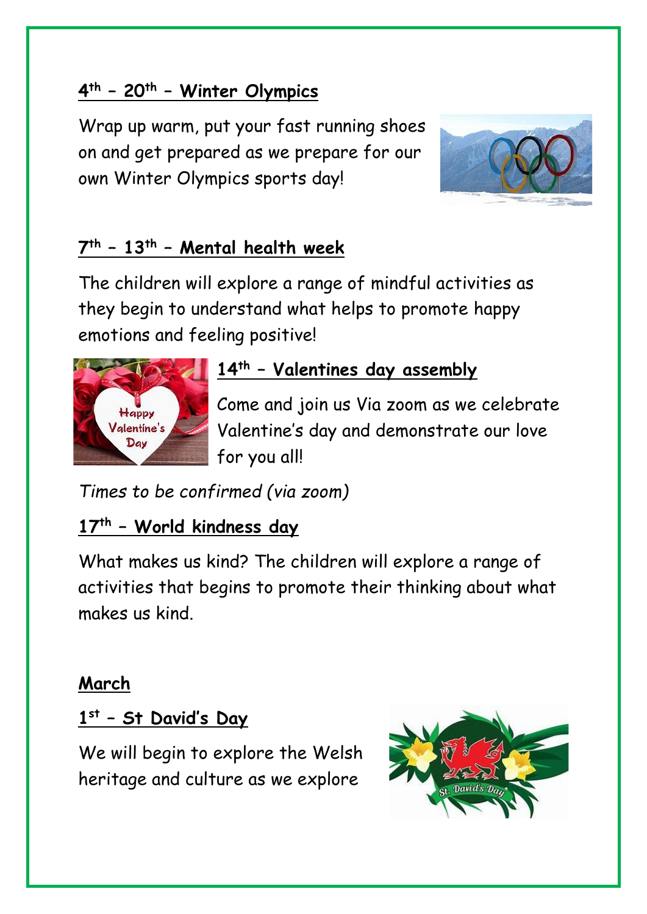### **4th – 20th – Winter Olympics**

Wrap up warm, put your fast running shoes on and get prepared as we prepare for our own Winter Olympics sports day!

### **7th – 13th – Mental health week**

The children will explore a range of mindful activities as they begin to understand what helps to promote happy emotions and feeling positive!

### **14th – Valentines day assembly**

Come and join us Via zoom as we celebrate Valentine's day and demonstrate our love for you all!

*Times to be confirmed (via zoom)*

### **17th – World kindness day**

What makes us kind? The children will explore a range of activities that begins to promote their thinking about what makes us kind.

## **March**

### **1st – St David's Day**

We will begin to explore the Welsh heritage and culture as we explore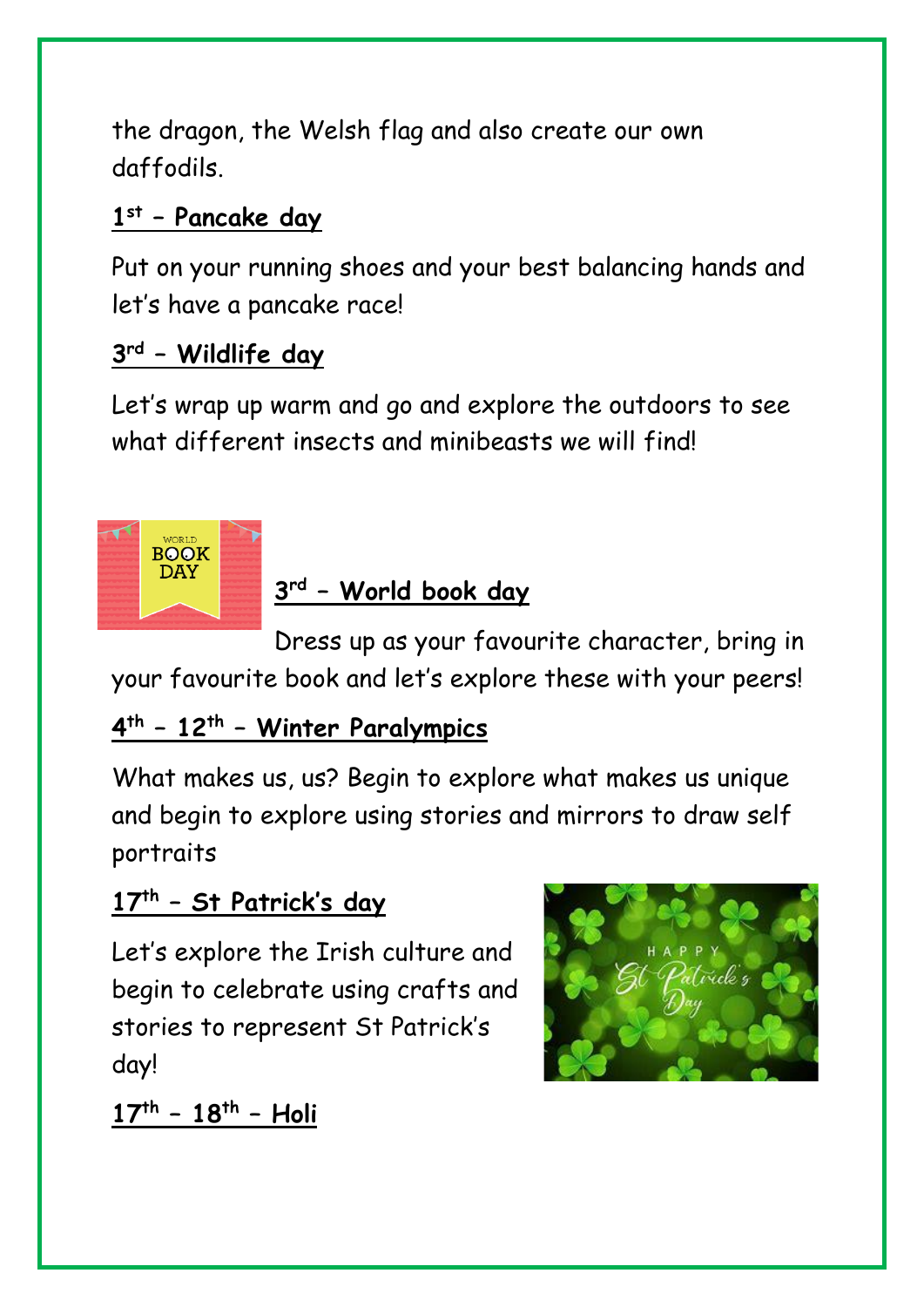the dragon, the Welsh flag and also create our own daffodils.

**1st – Pancake day**

Put on your running shoes and your best balancing hands and let's have a pancake race!

**3rd – Wildlife day**

Let's wrap up warm and go and explore the outdoors to see what different insects and minibeasts we will find!

**3rd – World book day**

Dress up as your favourite character, bring in your favourite book and let's explore these with your peers!

**4th – 12th – Winter Paralympics**

What makes us, us? Begin to explore what makes us unique and begin to explore using stories and mirrors to draw self portraits

**17th – St Patrick's day**

Let's explore the Irish culture and begin to celebrate using crafts and stories to represent St Patrick's day!

**17th – 18th – Holi**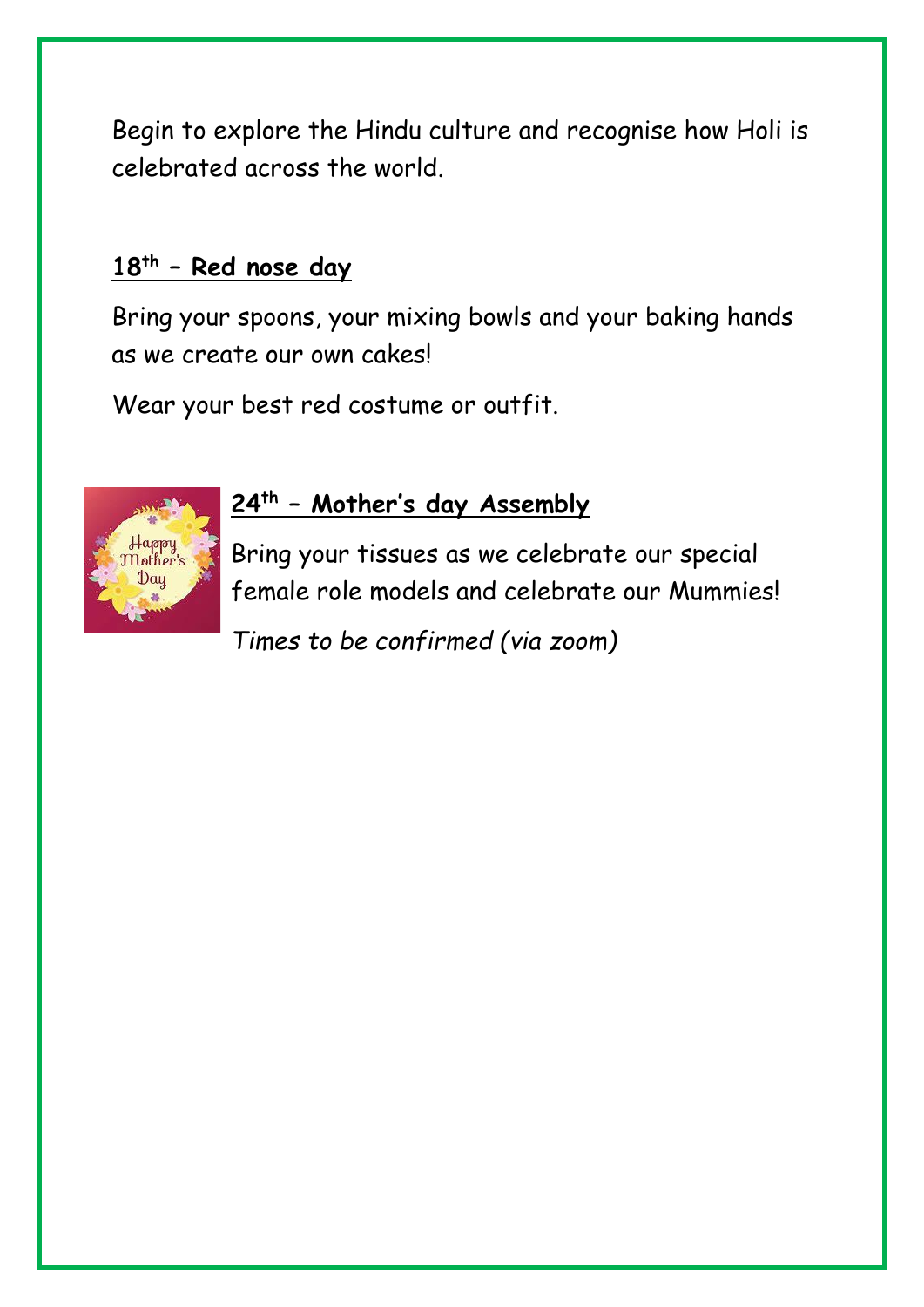Begin to explore the Hindu culture and recognise how Holi is celebrated across the world.

**18th – Red nose day**

Bring your spoons, your mixing bowls and your baking hands as we create our own cakes!

Wear your best red costume or outfit.

**24th – Mother's day Assembly**

Bring your tissues as we celebrate our special female role models and celebrate our Mummies!

*Times to be confirmed (via zoom)*